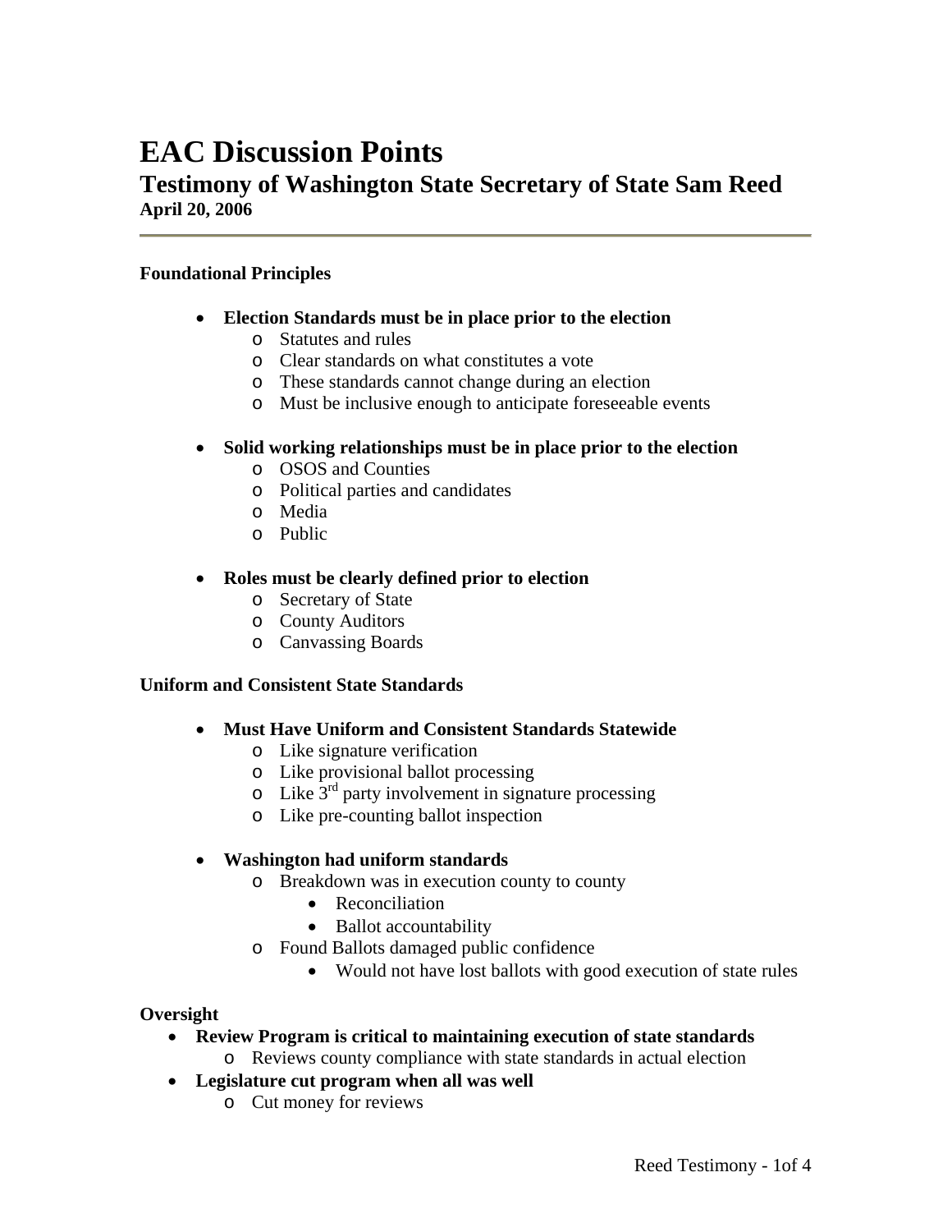# EAC Discussion Points

## Testimony of Washington State Secretary of State Sam Reed

**April 20, 2006**

---

**Foundational Principles**

- **Election Standards must be in place prior to the election**
  - Statutes and rules
  - Clear standards on what constitutes a vote
  - These standards cannot change during an election
  - Must be inclusive enough to anticipate foreseeable events

- **Solid working relationships must be in place prior to the election**
  - OSOS and Counties
  - Political parties and candidates
  - Media
  - Public

- **Roles must be clearly defined prior to election**
  - Secretary of State
  - County Auditors
  - Canvassing Boards

**Uniform and Consistent State Standards**

- **Must Have Uniform and Consistent Standards Statewide**
  - Like signature verification
  - Like provisional ballot processing
  - Like 3rd party involvement in signature processing
  - Like pre-counting ballot inspection

- **Washington had uniform standards**
  - Breakdown was in execution county to county
    - Reconciliation
    - Ballot accountability
  - Found Ballots damaged public confidence
    - Would not have lost ballots with good execution of state rules

**Oversight**

- **Review Program is critical to maintaining execution of state standards**
  - Reviews county compliance with state standards in actual election
- **Legislature cut program when all was well**
  - Cut money for reviews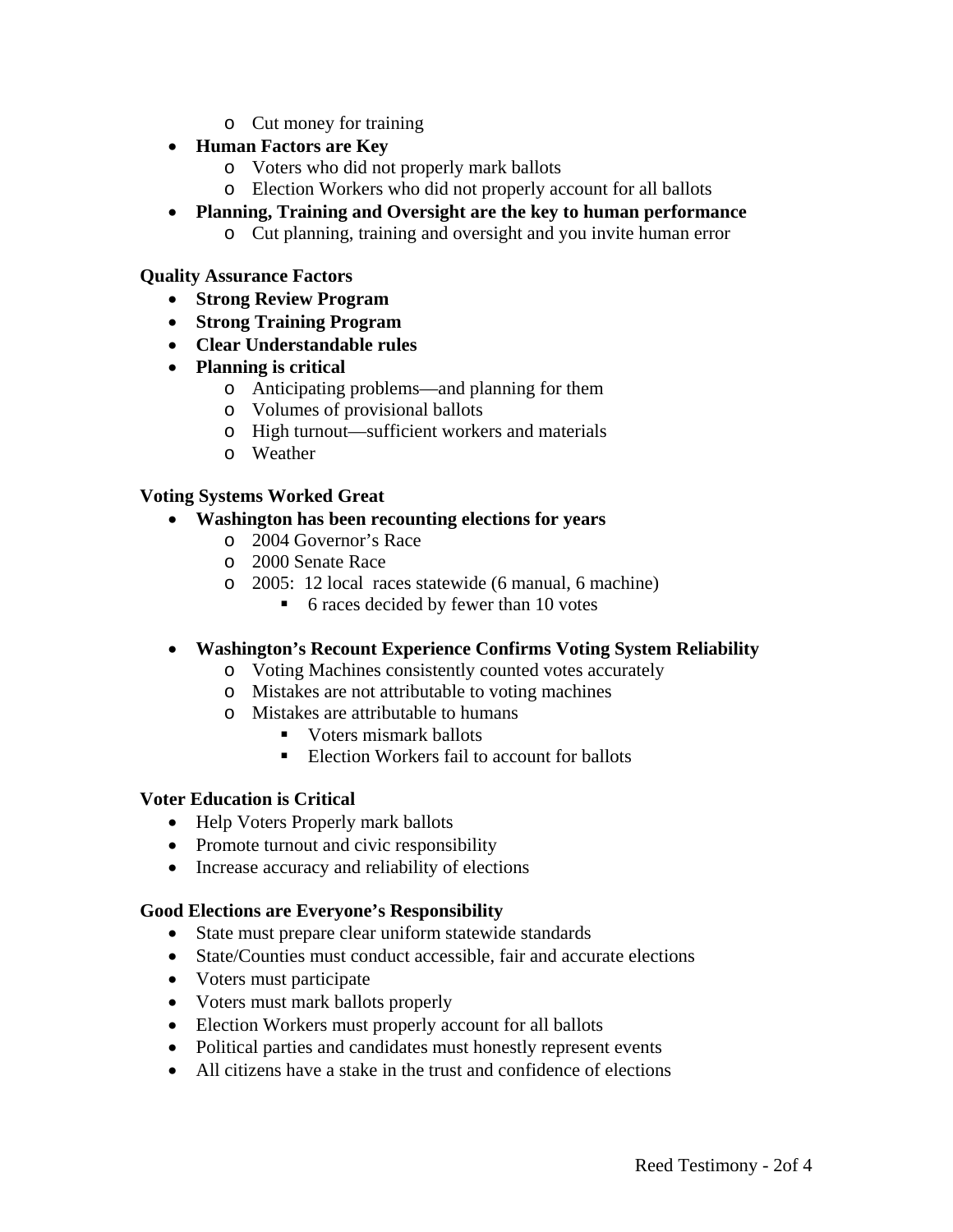- Cut money for training
- **Human Factors are Key**
  - Voters who did not properly mark ballots
  - Election Workers who did not properly account for all ballots
- **Planning, Training and Oversight are the key to human performance**
  - Cut planning, training and oversight and you invite human error

**Quality Assurance Factors**

- **Strong Review Program**
- **Strong Training Program**
- **Clear Understandable rules**
- **Planning is critical**
  - Anticipating problems—and planning for them
  - Volumes of provisional ballots
  - High turnout—sufficient workers and materials
  - Weather

**Voting Systems Worked Great**

- **Washington has been recounting elections for years**
  - 2004 Governor's Race
  - 2000 Senate Race
  - 2005: 12 local races statewide (6 manual, 6 machine)
    - 6 races decided by fewer than 10 votes

- **Washington's Recount Experience Confirms Voting System Reliability**
  - Voting Machines consistently counted votes accurately
  - Mistakes are not attributable to voting machines
  - Mistakes are attributable to humans
    - Voters mismark ballots
    - Election Workers fail to account for ballots

**Voter Education is Critical**

- Help Voters Properly mark ballots
- Promote turnout and civic responsibility
- Increase accuracy and reliability of elections

**Good Elections are Everyone's Responsibility**

- State must prepare clear uniform statewide standards
- State/Counties must conduct accessible, fair and accurate elections
- Voters must participate
- Voters must mark ballots properly
- Election Workers must properly account for all ballots
- Political parties and candidates must honestly represent events
- All citizens have a stake in the trust and confidence of elections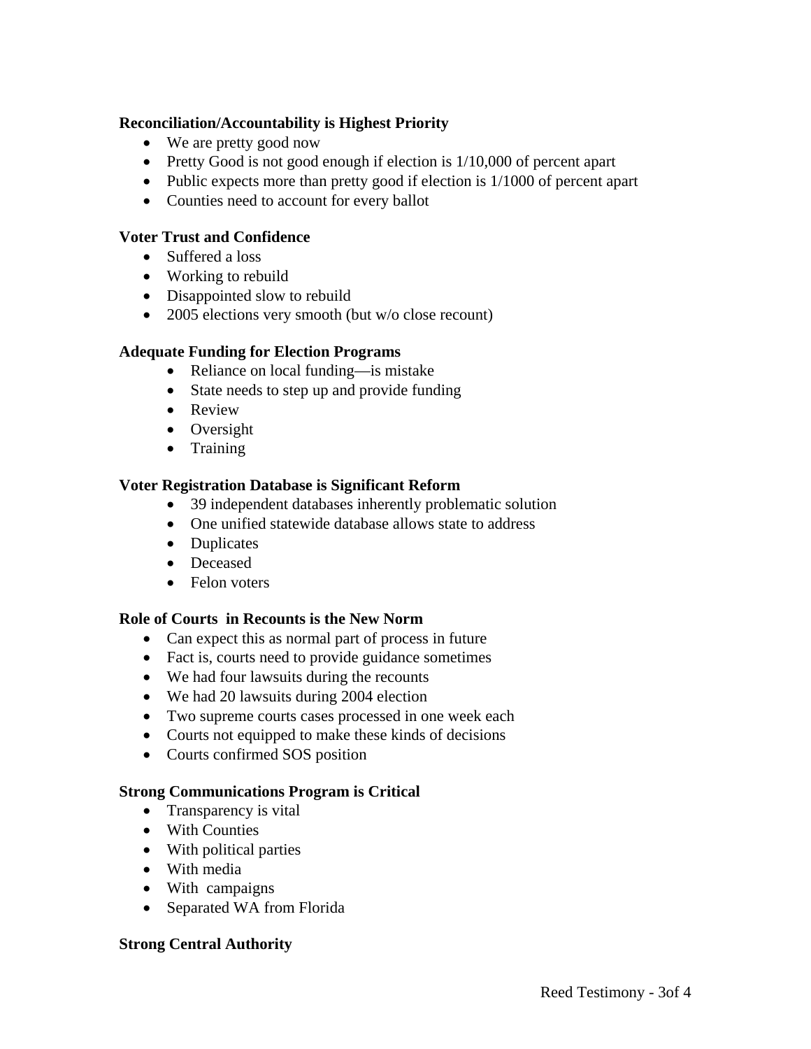**Reconciliation/Accountability is Highest Priority**

- We are pretty good now
- Pretty Good is not good enough if election is 1/10,000 of percent apart
- Public expects more than pretty good if election is 1/1000 of percent apart
- Counties need to account for every ballot

**Voter Trust and Confidence**

- Suffered a loss
- Working to rebuild
- Disappointed slow to rebuild
- 2005 elections very smooth (but w/o close recount)

**Adequate Funding for Election Programs**

- Reliance on local funding—is mistake
- State needs to step up and provide funding
- Review
- Oversight
- Training

**Voter Registration Database is Significant Reform**

- 39 independent databases inherently problematic solution
- One unified statewide database allows state to address
- Duplicates
- Deceased
- Felon voters

**Role of Courts in Recounts is the New Norm**

- Can expect this as normal part of process in future
- Fact is, courts need to provide guidance sometimes
- We had four lawsuits during the recounts
- We had 20 lawsuits during 2004 election
- Two supreme courts cases processed in one week each
- Courts not equipped to make these kinds of decisions
- Courts confirmed SOS position

**Strong Communications Program is Critical**

- Transparency is vital
- With Counties
- With political parties
- With media
- With campaigns
- Separated WA from Florida

**Strong Central Authority**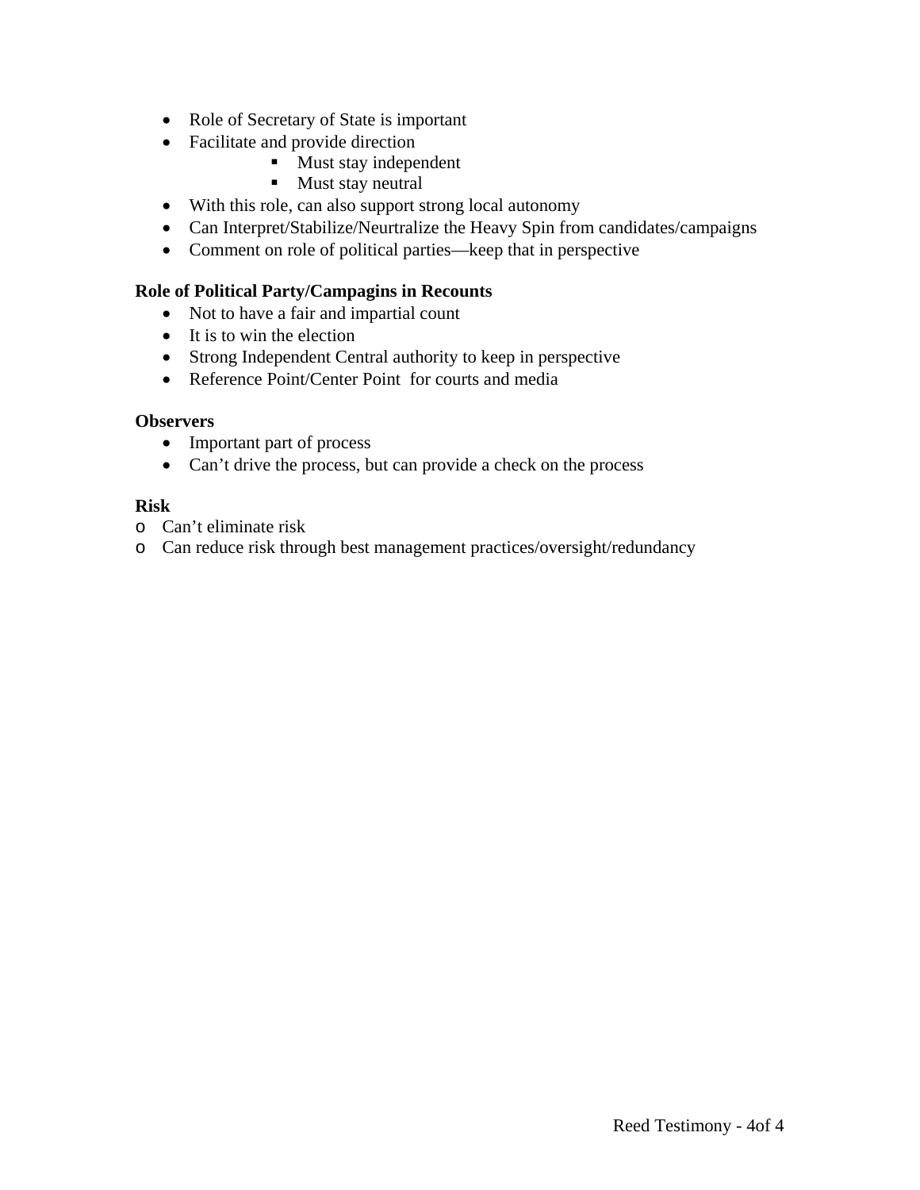- Role of Secretary of State is important
- Facilitate and provide direction
  - Must stay independent
  - Must stay neutral
- With this role, can also support strong local autonomy
- Can Interpret/Stabilize/Neurtralize the Heavy Spin from candidates/campaigns
- Comment on role of political parties—keep that in perspective

**Role of Political Party/Campagins in Recounts**

- Not to have a fair and impartial count
- It is to win the election
- Strong Independent Central authority to keep in perspective
- Reference Point/Center Point for courts and media

**Observers**

- Important part of process
- Can't drive the process, but can provide a check on the process

**Risk**

- Can't eliminate risk
- Can reduce risk through best management practices/oversight/redundancy